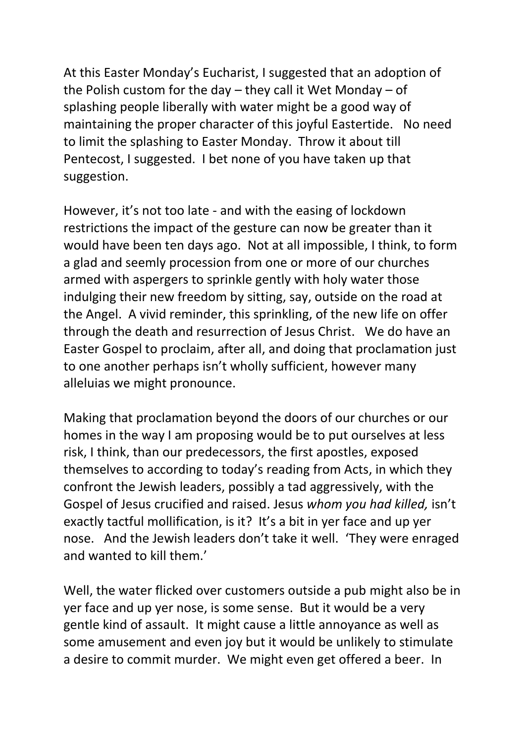At this Easter Monday's Eucharist, I suggested that an adoption of the Polish custom for the day – they call it Wet Monday – of splashing people liberally with water might be a good way of maintaining the proper character of this joyful Eastertide. No need to limit the splashing to Easter Monday. Throw it about till Pentecost, I suggested. I bet none of you have taken up that suggestion.

However, it's not too late - and with the easing of lockdown restrictions the impact of the gesture can now be greater than it would have been ten days ago. Not at all impossible, I think, to form a glad and seemly procession from one or more of our churches armed with aspergers to sprinkle gently with holy water those indulging their new freedom by sitting, say, outside on the road at the Angel. A vivid reminder, this sprinkling, of the new life on offer through the death and resurrection of Jesus Christ. We do have an Easter Gospel to proclaim, after all, and doing that proclamation just to one another perhaps isn't wholly sufficient, however many alleluias we might pronounce.

Making that proclamation beyond the doors of our churches or our homes in the way I am proposing would be to put ourselves at less risk, I think, than our predecessors, the first apostles, exposed themselves to according to today's reading from Acts, in which they confront the Jewish leaders, possibly a tad aggressively, with the Gospel of Jesus crucified and raised. Jesus *whom you had killed,* isn't exactly tactful mollification, is it? It's a bit in yer face and up yer nose. And the Jewish leaders don't take it well. 'They were enraged and wanted to kill them.'

Well, the water flicked over customers outside a pub might also be in yer face and up yer nose, is some sense. But it would be a very gentle kind of assault. It might cause a little annoyance as well as some amusement and even joy but it would be unlikely to stimulate a desire to commit murder. We might even get offered a beer. In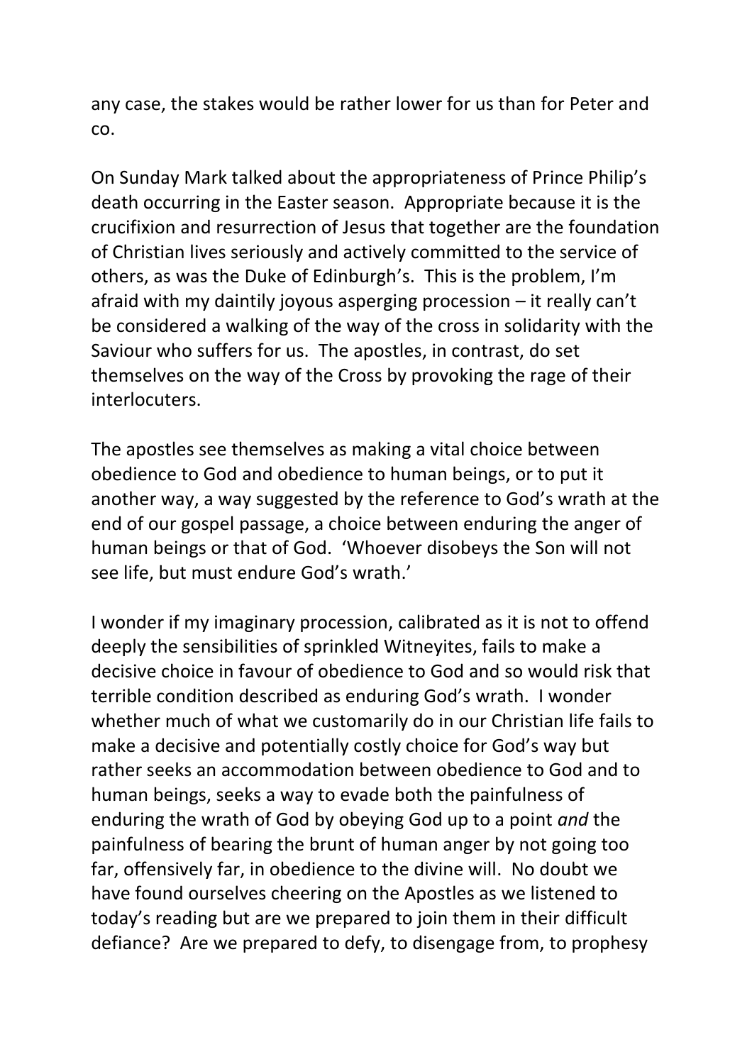any case, the stakes would be rather lower for us than for Peter and co.

On Sunday Mark talked about the appropriateness of Prince Philip's death occurring in the Easter season. Appropriate because it is the crucifixion and resurrection of Jesus that together are the foundation of Christian lives seriously and actively committed to the service of others, as was the Duke of Edinburgh's. This is the problem, I'm afraid with my daintily joyous asperging procession – it really can't be considered a walking of the way of the cross in solidarity with the Saviour who suffers for us. The apostles, in contrast, do set themselves on the way of the Cross by provoking the rage of their interlocuters.

The apostles see themselves as making a vital choice between obedience to God and obedience to human beings, or to put it another way, a way suggested by the reference to God's wrath at the end of our gospel passage, a choice between enduring the anger of human beings or that of God. 'Whoever disobeys the Son will not see life, but must endure God's wrath.'

I wonder if my imaginary procession, calibrated as it is not to offend deeply the sensibilities of sprinkled Witneyites, fails to make a decisive choice in favour of obedience to God and so would risk that terrible condition described as enduring God's wrath. I wonder whether much of what we customarily do in our Christian life fails to make a decisive and potentially costly choice for God's way but rather seeks an accommodation between obedience to God and to human beings, seeks a way to evade both the painfulness of enduring the wrath of God by obeying God up to a point *and* the painfulness of bearing the brunt of human anger by not going too far, offensively far, in obedience to the divine will. No doubt we have found ourselves cheering on the Apostles as we listened to today's reading but are we prepared to join them in their difficult defiance? Are we prepared to defy, to disengage from, to prophesy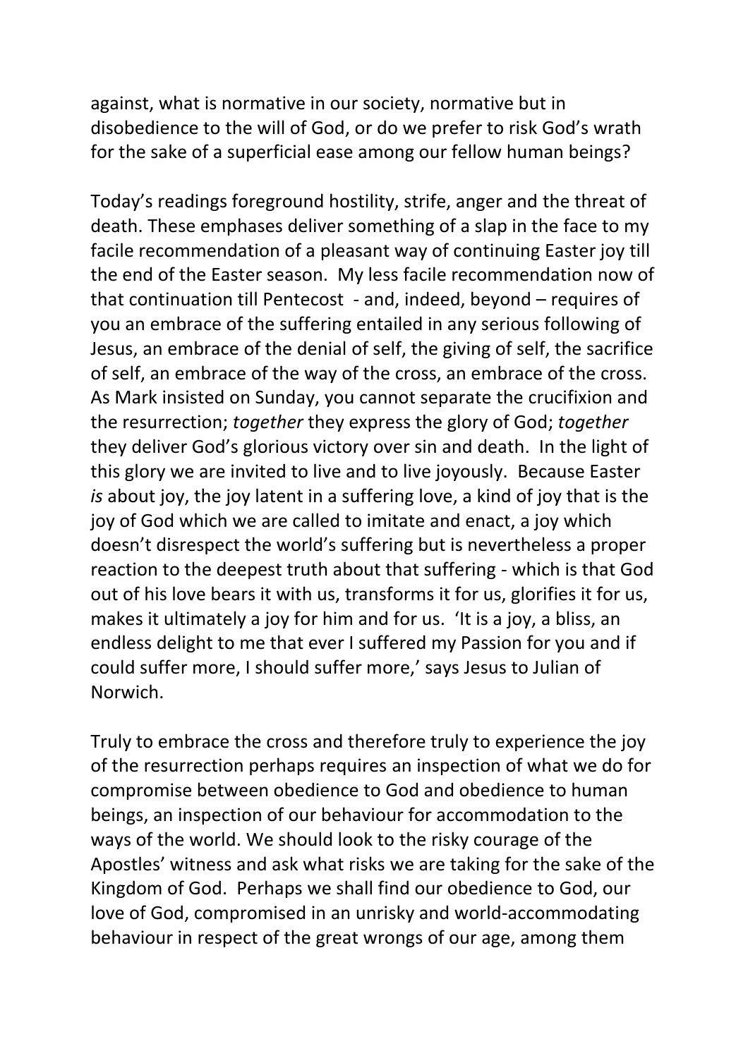against, what is normative in our society, normative but in disobedience to the will of God, or do we prefer to risk God's wrath for the sake of a superficial ease among our fellow human beings?

Today's readings foreground hostility, strife, anger and the threat of death. These emphases deliver something of a slap in the face to my facile recommendation of a pleasant way of continuing Easter joy till the end of the Easter season. My less facile recommendation now of that continuation till Pentecost - and, indeed, beyond – requires of you an embrace of the suffering entailed in any serious following of Jesus, an embrace of the denial of self, the giving of self, the sacrifice of self, an embrace of the way of the cross, an embrace of the cross. As Mark insisted on Sunday, you cannot separate the crucifixion and the resurrection; *together* they express the glory of God; *together* they deliver God's glorious victory over sin and death. In the light of this glory we are invited to live and to live joyously. Because Easter *is* about joy, the joy latent in a suffering love, a kind of joy that is the joy of God which we are called to imitate and enact, a joy which doesn't disrespect the world's suffering but is nevertheless a proper reaction to the deepest truth about that suffering - which is that God out of his love bears it with us, transforms it for us, glorifies it for us, makes it ultimately a joy for him and for us. 'It is a joy, a bliss, an endless delight to me that ever I suffered my Passion for you and if could suffer more, I should suffer more,' says Jesus to Julian of Norwich.

Truly to embrace the cross and therefore truly to experience the joy of the resurrection perhaps requires an inspection of what we do for compromise between obedience to God and obedience to human beings, an inspection of our behaviour for accommodation to the ways of the world. We should look to the risky courage of the Apostles' witness and ask what risks we are taking for the sake of the Kingdom of God. Perhaps we shall find our obedience to God, our love of God, compromised in an unrisky and world-accommodating behaviour in respect of the great wrongs of our age, among them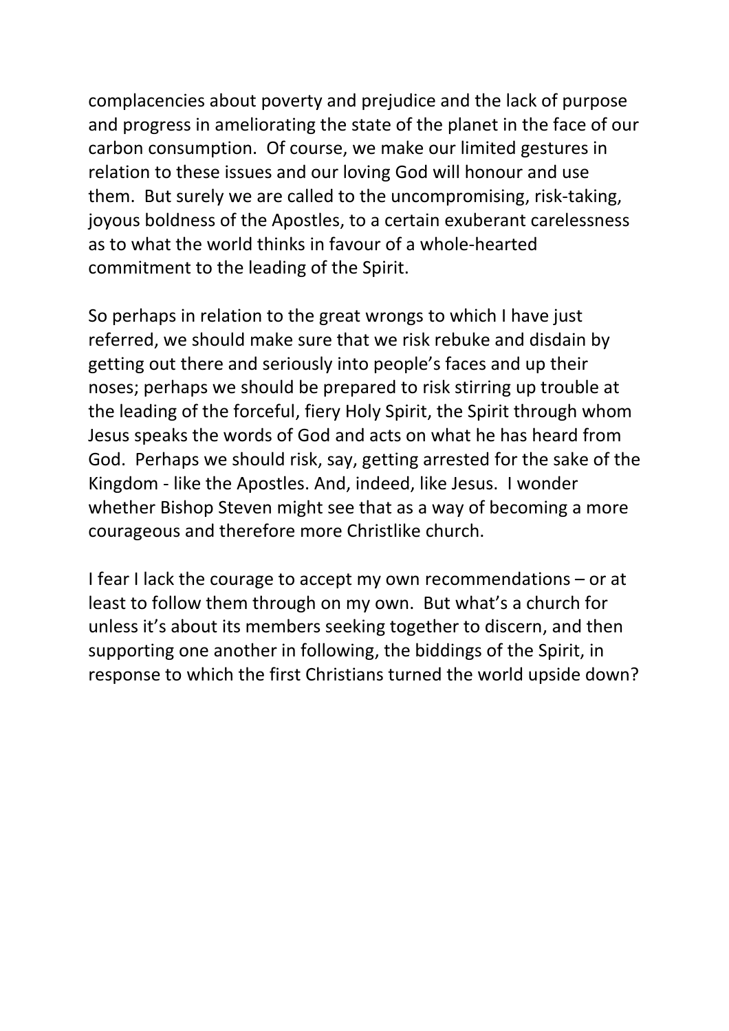complacencies about poverty and prejudice and the lack of purpose and progress in ameliorating the state of the planet in the face of our carbon consumption. Of course, we make our limited gestures in relation to these issues and our loving God will honour and use them. But surely we are called to the uncompromising, risk-taking, joyous boldness of the Apostles, to a certain exuberant carelessness as to what the world thinks in favour of a whole-hearted commitment to the leading of the Spirit.

So perhaps in relation to the great wrongs to which I have just referred, we should make sure that we risk rebuke and disdain by getting out there and seriously into people's faces and up their noses; perhaps we should be prepared to risk stirring up trouble at the leading of the forceful, fiery Holy Spirit, the Spirit through whom Jesus speaks the words of God and acts on what he has heard from God. Perhaps we should risk, say, getting arrested for the sake of the Kingdom - like the Apostles. And, indeed, like Jesus. I wonder whether Bishop Steven might see that as a way of becoming a more courageous and therefore more Christlike church.

I fear I lack the courage to accept my own recommendations – or at least to follow them through on my own. But what's a church for unless it's about its members seeking together to discern, and then supporting one another in following, the biddings of the Spirit, in response to which the first Christians turned the world upside down?